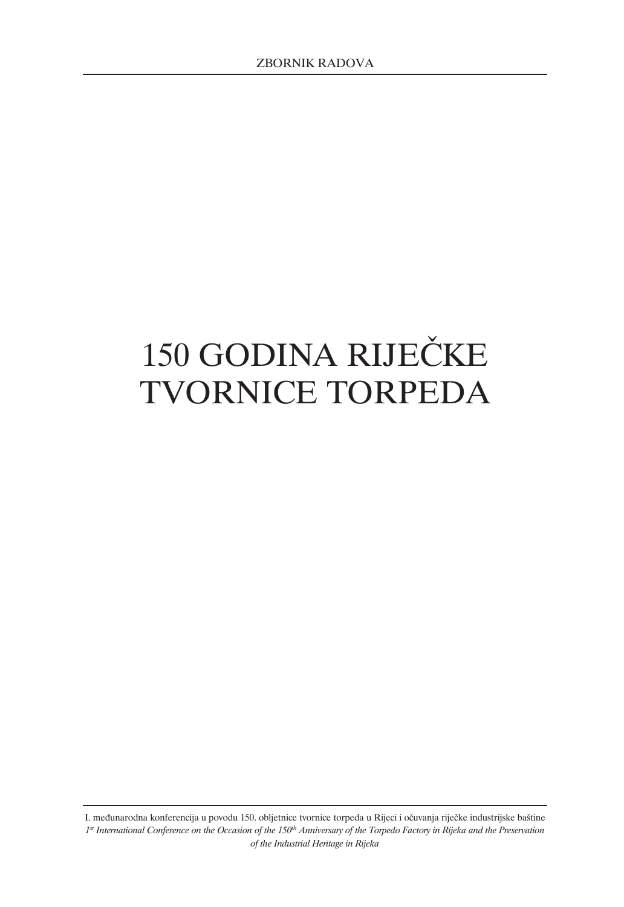ZBORNIK RADOVA

# 150 GODINA RIJEČKE TVORNICE TORPEDA

I. međunarodna konferencija u povodu 150. obljetnice tvornice torpeda u Rijeci i očuvanja riječke industrijske baštine

*1st International Conference on the Occasion of the 150th Anniversary of the Torpedo Factory in Rijeka and the Preservation of the Industrial Heritage in Rijeka*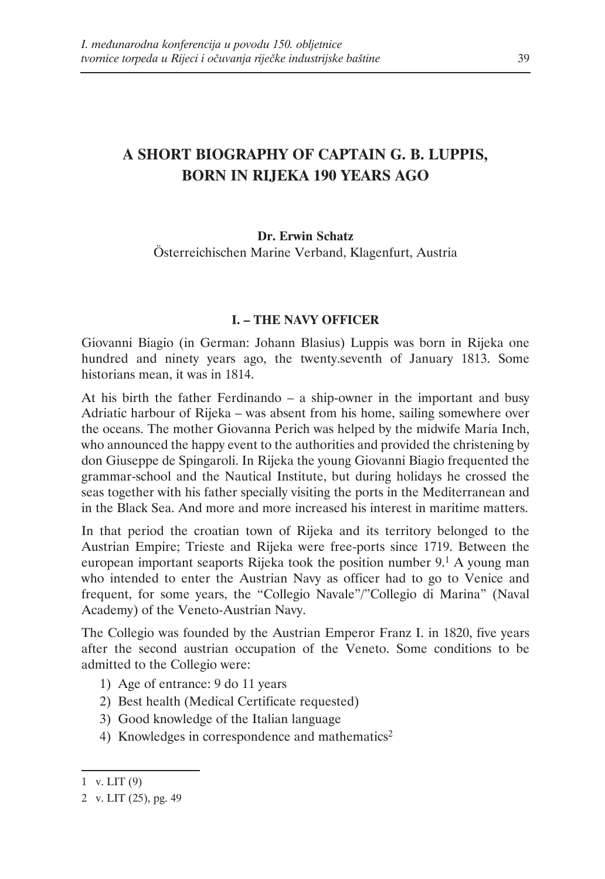# A SHORT BIOGRAPHY OF CAPTAIN G. B. LUPPIS, BORN IN RIJEKA 190 YEARS AGO

**Dr. Erwin Schatz**
Österreichischen Marine Verband, Klagenfurt, Austria

### I. – THE NAVY OFFICER

Giovanni Biagio (in German: Johann Blasius) Luppis was born in Rijeka one hundred and ninety years ago, the twenty.seventh of January 1813. Some historians mean, it was in 1814.

At his birth the father Ferdinando – a ship-owner in the important and busy Adriatic harbour of Rijeka – was absent from his home, sailing somewhere over the oceans. The mother Giovanna Perich was helped by the midwife Maria Inch, who announced the happy event to the authorities and provided the christening by don Giuseppe de Spingaroli. In Rijeka the young Giovanni Biagio frequented the grammar-school and the Nautical Institute, but during holidays he crossed the seas together with his father specially visiting the ports in the Mediterranean and in the Black Sea. And more and more increased his interest in maritime matters.

In that period the croatian town of Rijeka and its territory belonged to the Austrian Empire; Trieste and Rijeka were free-ports since 1719. Between the european important seaports Rijeka took the position number 9.[1] A young man who intended to enter the Austrian Navy as officer had to go to Venice and frequent, for some years, the "Collegio Navale"/"Collegio di Marina" (Naval Academy) of the Veneto-Austrian Navy.

The Collegio was founded by the Austrian Emperor Franz I. in 1820, five years after the second austrian occupation of the Veneto. Some conditions to be admitted to the Collegio were:

1) Age of entrance: 9 do 11 years
2) Best health (Medical Certificate requested)
3) Good knowledge of the Italian language
4) Knowledges in correspondence and mathematics[2]

---

1 v. LIT (9)

2 v. LIT (25), pg. 49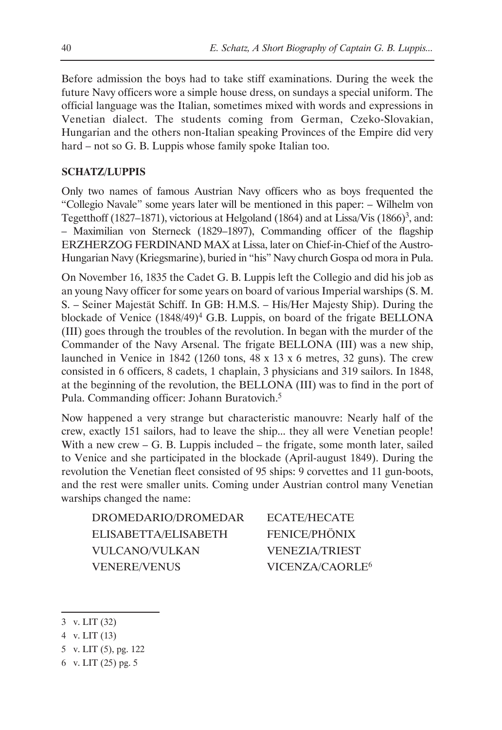Before admission the boys had to take stiff examinations. During the week the future Navy officers wore a simple house dress, on sundays a special uniform. The official language was the Italian, sometimes mixed with words and expressions in Venetian dialect. The students coming from German, Czeko-Slovakian, Hungarian and the others non-Italian speaking Provinces of the Empire did very hard – not so G. B. Luppis whose family spoke Italian too.

**SCHATZ/LUPPIS**

Only two names of famous Austrian Navy officers who as boys frequented the "Collegio Navale" some years later will be mentioned in this paper: – Wilhelm von Tegetthoff (1827–1871), victorious at Helgoland (1864) and at Lissa/Vis (1866)[3], and: – Maximilian von Sterneck (1829–1897), Commanding officer of the flagship ERZHERZOG FERDINAND MAX at Lissa, later on Chief-in-Chief of the Austro-Hungarian Navy (Kriegsmarine), buried in "his" Navy church Gospa od mora in Pula.

On November 16, 1835 the Cadet G. B. Luppis left the Collegio and did his job as an young Navy officer for some years on board of various Imperial warships (S. M. S. – Seiner Majestät Schiff. In GB: H.M.S. – His/Her Majesty Ship). During the blockade of Venice (1848/49)[4] G.B. Luppis, on board of the frigate BELLONA (III) goes through the troubles of the revolution. In began with the murder of the Commander of the Navy Arsenal. The frigate BELLONA (III) was a new ship, launched in Venice in 1842 (1260 tons, 48 x 13 x 6 metres, 32 guns). The crew consisted in 6 officers, 8 cadets, 1 chaplain, 3 physicians and 319 sailors. In 1848, at the beginning of the revolution, the BELLONA (III) was to find in the port of Pula. Commanding officer: Johann Buratovich.[5]

Now happened a very strange but characteristic manouvre: Nearly half of the crew, exactly 151 sailors, had to leave the ship... they all were Venetian people! With a new crew – G. B. Luppis included – the frigate, some month later, sailed to Venice and she participated in the blockade (April-august 1849). During the revolution the Venetian fleet consisted of 95 ships: 9 corvettes and 11 gun-boots, and the rest were smaller units. Coming under Austrian control many Venetian warships changed the name:

| | |
|---|---|
| DROMEDARIO/DROMEDAR | ECATE/HECATE |
| ELISABETTA/ELISABETH | FENICE/PHÖNIX |
| VULCANO/VULKAN | VENEZIA/TRIEST |
| VENERE/VENUS | VICENZA/CAORLE[6] |

---

3 v. LIT (32)

4 v. LIT (13)

5 v. LIT (5), pg. 122

6 v. LIT (25) pg. 5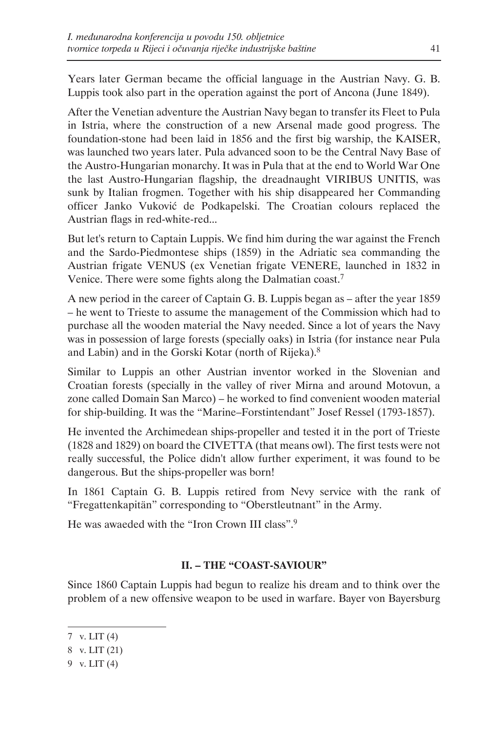Years later German became the official language in the Austrian Navy. G. B. Luppis took also part in the operation against the port of Ancona (June 1849).

After the Venetian adventure the Austrian Navy began to transfer its Fleet to Pula in Istria, where the construction of a new Arsenal made good progress. The foundation-stone had been laid in 1856 and the first big warship, the KAISER, was launched two years later. Pula advanced soon to be the Central Navy Base of the Austro-Hungarian monarchy. It was in Pula that at the end to World War One the last Austro-Hungarian flagship, the dreadnaught VIRIBUS UNITIS, was sunk by Italian frogmen. Together with his ship disappeared her Commanding officer Janko Vuković de Podkapelski. The Croatian colours replaced the Austrian flags in red-white-red...

But let's return to Captain Luppis. We find him during the war against the French and the Sardo-Piedmontese ships (1859) in the Adriatic sea commanding the Austrian frigate VENUS (ex Venetian frigate VENERE, launched in 1832 in Venice. There were some fights along the Dalmatian coast.[7]

A new period in the career of Captain G. B. Luppis began as – after the year 1859 – he went to Trieste to assume the management of the Commission which had to purchase all the wooden material the Navy needed. Since a lot of years the Navy was in possession of large forests (specially oaks) in Istria (for instance near Pula and Labin) and in the Gorski Kotar (north of Rijeka).[8]

Similar to Luppis an other Austrian inventor worked in the Slovenian and Croatian forests (specially in the valley of river Mirna and around Motovun, a zone called Domain San Marco) – he worked to find convenient wooden material for ship-building. It was the "Marine–Forstintendant" Josef Ressel (1793-1857).

He invented the Archimedean ships-propeller and tested it in the port of Trieste (1828 and 1829) on board the CIVETTA (that means owl). The first tests were not really successful, the Police didn't allow further experiment, it was found to be dangerous. But the ships-propeller was born!

In 1861 Captain G. B. Luppis retired from Nevy service with the rank of "Fregattenkapitän" corresponding to "Oberstleutnant" in the Army.

He was awaeded with the "Iron Crown III class".[9]

## II. – THE "COAST-SAVIOUR"

Since 1860 Captain Luppis had begun to realize his dream and to think over the problem of a new offensive weapon to be used in warfare. Bayer von Bayersburg

---

7 v. LIT (4)

8 v. LIT (21)

9 v. LIT (4)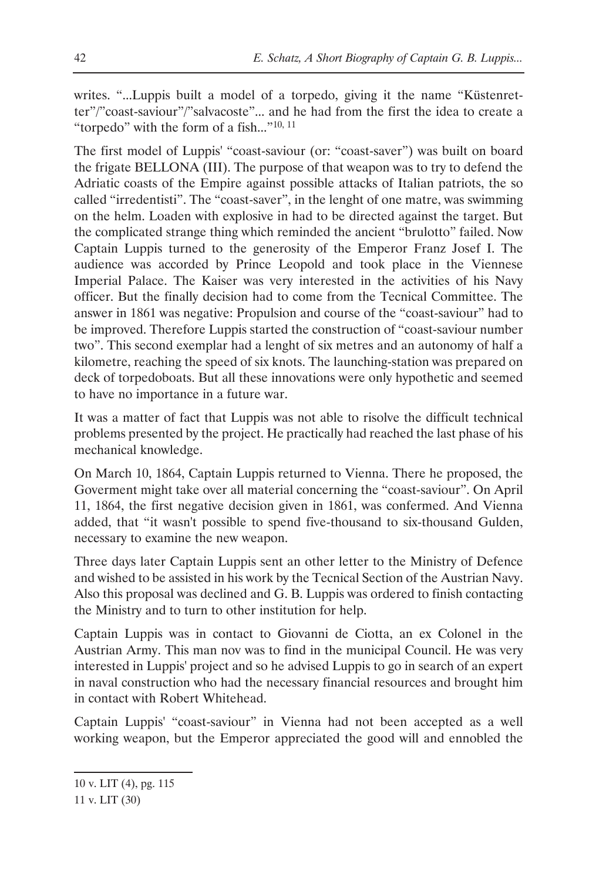writes. "...Luppis built a model of a torpedo, giving it the name "Küstenretter"/"coast-saviour"/"salvacoste"... and he had from the first the idea to create a "torpedo" with the form of a fish..."[10, 11]

The first model of Luppis' "coast-saviour (or: "coast-saver") was built on board the frigate BELLONA (III). The purpose of that weapon was to try to defend the Adriatic coasts of the Empire against possible attacks of Italian patriots, the so called "irredentisti". The "coast-saver", in the lenght of one matre, was swimming on the helm. Loaden with explosive in had to be directed against the target. But the complicated strange thing which reminded the ancient "brulotto" failed. Now Captain Luppis turned to the generosity of the Emperor Franz Josef I. The audience was accorded by Prince Leopold and took place in the Viennese Imperial Palace. The Kaiser was very interested in the activities of his Navy officer. But the finally decision had to come from the Tecnical Committee. The answer in 1861 was negative: Propulsion and course of the "coast-saviour" had to be improved. Therefore Luppis started the construction of "coast-saviour number two". This second exemplar had a lenght of six metres and an autonomy of half a kilometre, reaching the speed of six knots. The launching-station was prepared on deck of torpedoboats. But all these innovations were only hypothetic and seemed to have no importance in a future war.

It was a matter of fact that Luppis was not able to risolve the difficult technical problems presented by the project. He practically had reached the last phase of his mechanical knowledge.

On March 10, 1864, Captain Luppis returned to Vienna. There he proposed, the Goverment might take over all material concerning the "coast-saviour". On April 11, 1864, the first negative decision given in 1861, was confermed. And Vienna added, that "it wasn't possible to spend five-thousand to six-thousand Gulden, necessary to examine the new weapon.

Three days later Captain Luppis sent an other letter to the Ministry of Defence and wished to be assisted in his work by the Tecnical Section of the Austrian Navy. Also this proposal was declined and G. B. Luppis was ordered to finish contacting the Ministry and to turn to other institution for help.

Captain Luppis was in contact to Giovanni de Ciotta, an ex Colonel in the Austrian Army. This man nov was to find in the municipal Council. He was very interested in Luppis' project and so he advised Luppis to go in search of an expert in naval construction who had the necessary financial resources and brought him in contact with Robert Whitehead.

Captain Luppis' "coast-saviour" in Vienna had not been accepted as a well working weapon, but the Emperor appreciated the good will and ennobled the

---

10 v. LIT (4), pg. 115

11 v. LIT (30)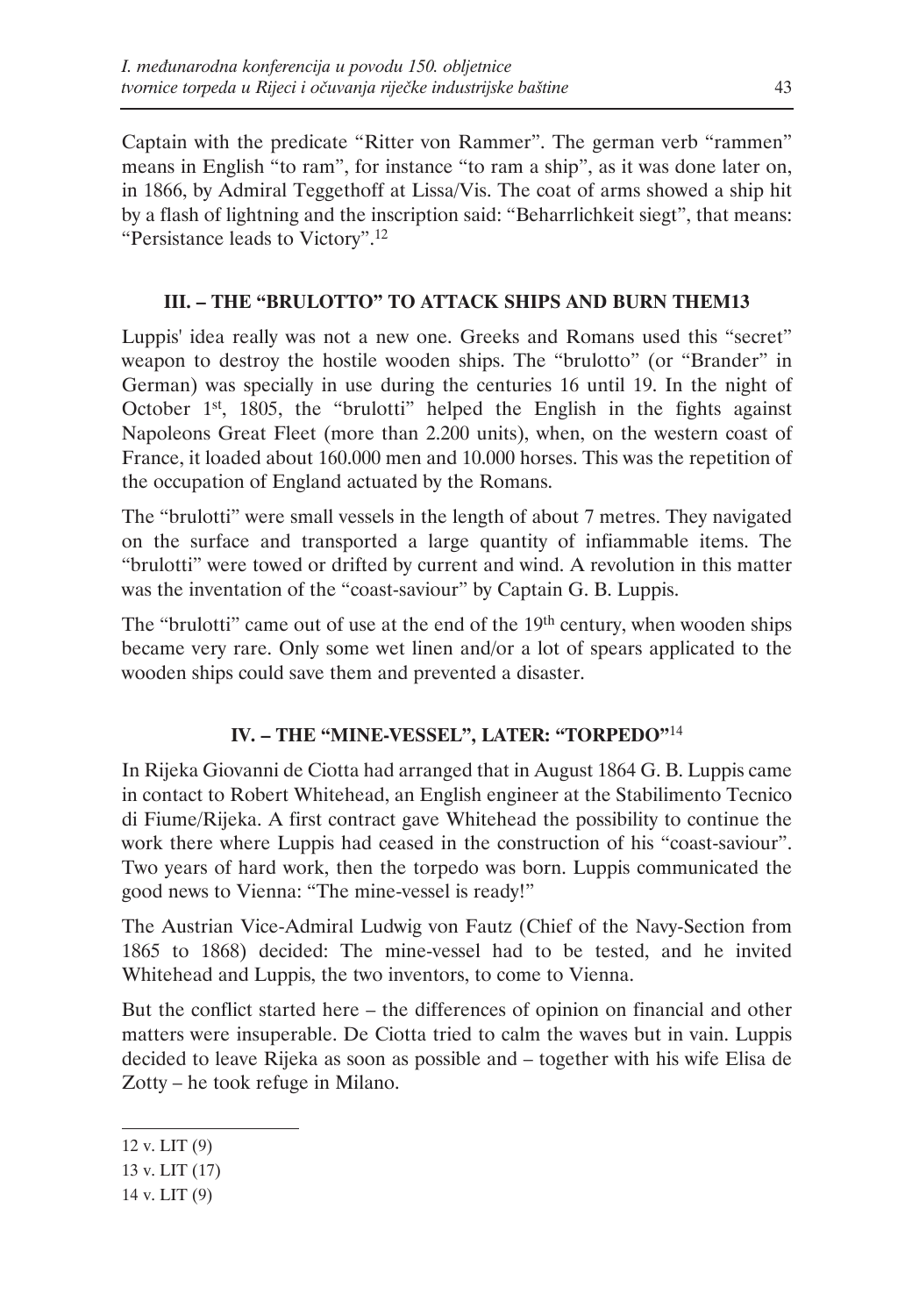Captain with the predicate "Ritter von Rammer". The german verb "rammen" means in English "to ram", for instance "to ram a ship", as it was done later on, in 1866, by Admiral Teggethoff at Lissa/Vis. The coat of arms showed a ship hit by a flash of lightning and the inscription said: "Beharrlichkeit siegt", that means: "Persistance leads to Victory".[12]

## III. – THE "BRULOTTO" TO ATTACK SHIPS AND BURN THEM13

Luppis' idea really was not a new one. Greeks and Romans used this "secret" weapon to destroy the hostile wooden ships. The "brulotto" (or "Brander" in German) was specially in use during the centuries 16 until 19. In the night of October 1st, 1805, the "brulotti" helped the English in the fights against Napoleons Great Fleet (more than 2.200 units), when, on the western coast of France, it loaded about 160.000 men and 10.000 horses. This was the repetition of the occupation of England actuated by the Romans.

The "brulotti" were small vessels in the length of about 7 metres. They navigated on the surface and transported a large quantity of infiammable items. The "brulotti" were towed or drifted by current and wind. A revolution in this matter was the inventation of the "coast-saviour" by Captain G. B. Luppis.

The "brulotti" came out of use at the end of the 19th century, when wooden ships became very rare. Only some wet linen and/or a lot of spears applicated to the wooden ships could save them and prevented a disaster.

## IV. – THE "MINE-VESSEL", LATER: "TORPEDO"[14]

In Rijeka Giovanni de Ciotta had arranged that in August 1864 G. B. Luppis came in contact to Robert Whitehead, an English engineer at the Stabilimento Tecnico di Fiume/Rijeka. A first contract gave Whitehead the possibility to continue the work there where Luppis had ceased in the construction of his "coast-saviour". Two years of hard work, then the torpedo was born. Luppis communicated the good news to Vienna: "The mine-vessel is ready!"

The Austrian Vice-Admiral Ludwig von Fautz (Chief of the Navy-Section from 1865 to 1868) decided: The mine-vessel had to be tested, and he invited Whitehead and Luppis, the two inventors, to come to Vienna.

But the conflict started here – the differences of opinion on financial and other matters were insuperable. De Ciotta tried to calm the waves but in vain. Luppis decided to leave Rijeka as soon as possible and – together with his wife Elisa de Zotty – he took refuge in Milano.

---

12 v. LIT (9)

13 v. LIT (17)

14 v. LIT (9)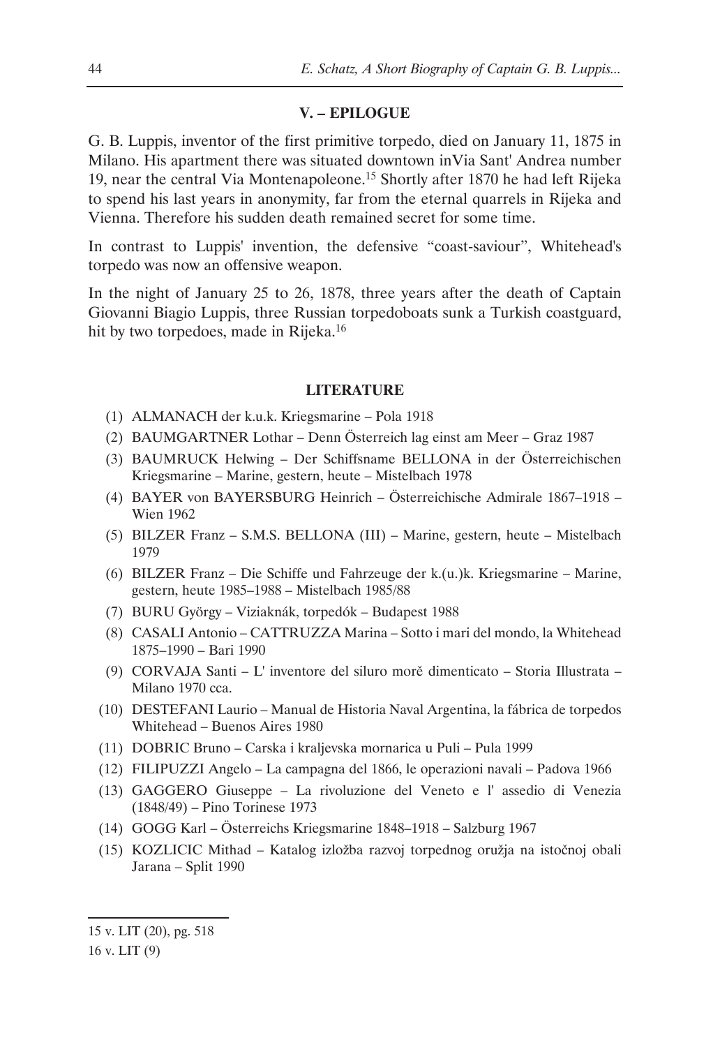## V. – EPILOGUE

G. B. Luppis, inventor of the first primitive torpedo, died on January 11, 1875 in Milano. His apartment there was situated downtown inVia Sant' Andrea number 19, near the central Via Montenapoleone.[15] Shortly after 1870 he had left Rijeka to spend his last years in anonymity, far from the eternal quarrels in Rijeka and Vienna. Therefore his sudden death remained secret for some time.

In contrast to Luppis' invention, the defensive "coast-saviour", Whitehead's torpedo was now an offensive weapon.

In the night of January 25 to 26, 1878, three years after the death of Captain Giovanni Biagio Luppis, three Russian torpedoboats sunk a Turkish coastguard, hit by two torpedoes, made in Rijeka.[16]

## LITERATURE

(1) ALMANACH der k.u.k. Kriegsmarine – Pola 1918

(2) BAUMGARTNER Lothar – Denn Österreich lag einst am Meer – Graz 1987

(3) BAUMRUCK Helwing – Der Schiffsname BELLONA in der Österreichischen Kriegsmarine – Marine, gestern, heute – Mistelbach 1978

(4) BAYER von BAYERSBURG Heinrich – Österreichische Admirale 1867–1918 – Wien 1962

(5) BILZER Franz – S.M.S. BELLONA (III) – Marine, gestern, heute – Mistelbach 1979

(6) BILZER Franz – Die Schiffe und Fahrzeuge der k.(u.)k. Kriegsmarine – Marine, gestern, heute 1985–1988 – Mistelbach 1985/88

(7) BURU György – Viziaknák, torpedók – Budapest 1988

(8) CASALI Antonio – CATTRUZZA Marina – Sotto i mari del mondo, la Whitehead 1875–1990 – Bari 1990

(9) CORVAJA Santi – L' inventore del siluro morĕ dimenticato – Storia Illustrata – Milano 1970 cca.

(10) DESTEFANI Laurio – Manual de Historia Naval Argentina, la fábrica de torpedos Whitehead – Buenos Aires 1980

(11) DOBRIC Bruno – Carska i kraljevska mornarica u Puli – Pula 1999

(12) FILIPUZZI Angelo – La campagna del 1866, le operazioni navali – Padova 1966

(13) GAGGERO Giuseppe – La rivoluzione del Veneto e l' assedio di Venezia (1848/49) – Pino Torinese 1973

(14) GOGG Karl – Österreichs Kriegsmarine 1848–1918 – Salzburg 1967

(15) KOZLICIC Mithad – Katalog izložba razvoj torpednog oružja na istočnoj obali Jarana – Split 1990

---

15 v. LIT (20), pg. 518

16 v. LIT (9)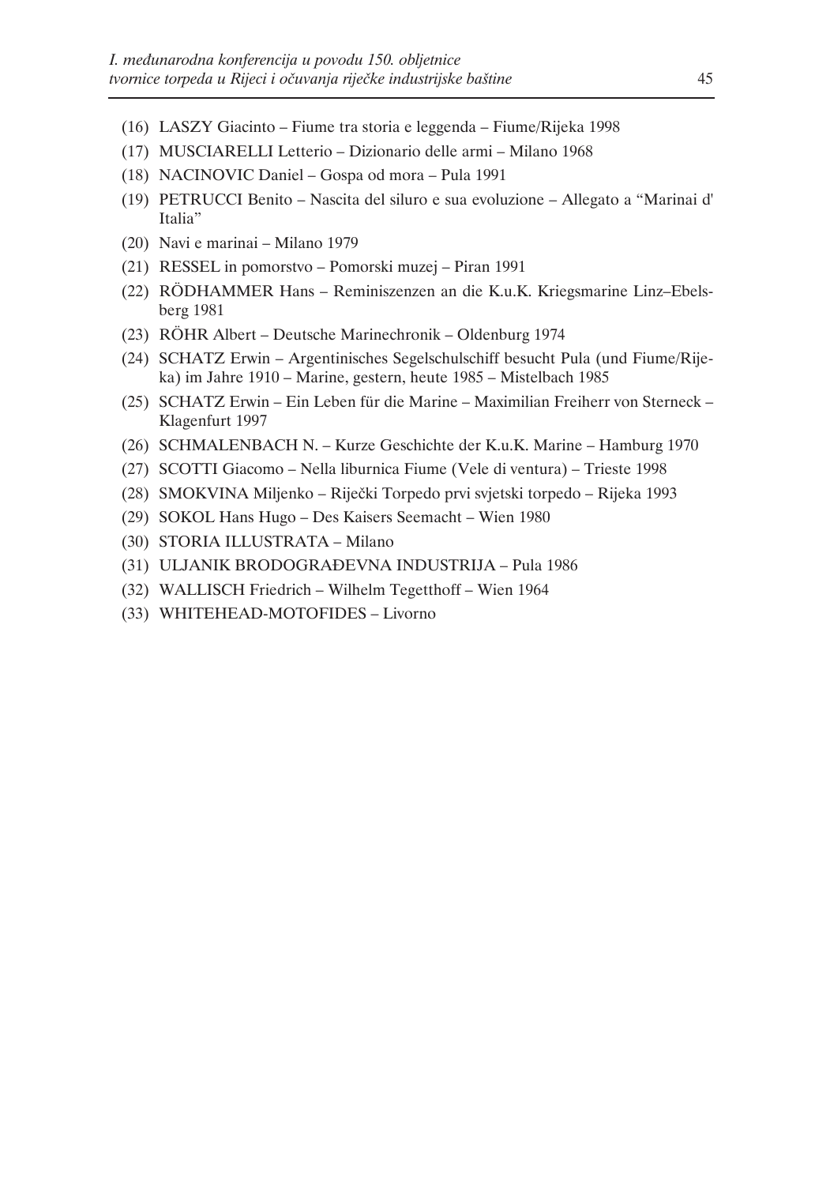(16) LASZY Giacinto – Fiume tra storia e leggenda – Fiume/Rijeka 1998

(17) MUSCIARELLI Letterio – Dizionario delle armi – Milano 1968

(18) NACINOVIC Daniel – Gospa od mora – Pula 1991

(19) PETRUCCI Benito – Nascita del siluro e sua evoluzione – Allegato a "Marinai d' Italia"

(20) Navi e marinai – Milano 1979

(21) RESSEL in pomorstvo – Pomorski muzej – Piran 1991

(22) RÖDHAMMER Hans – Reminiszenzen an die K.u.K. Kriegsmarine Linz–Ebelsberg 1981

(23) RÖHR Albert – Deutsche Marinechronik – Oldenburg 1974

(24) SCHATZ Erwin – Argentinisches Segelschulschiff besucht Pula (und Fiume/Rijeka) im Jahre 1910 – Marine, gestern, heute 1985 – Mistelbach 1985

(25) SCHATZ Erwin – Ein Leben für die Marine – Maximilian Freiherr von Sterneck – Klagenfurt 1997

(26) SCHMALENBACH N. – Kurze Geschichte der K.u.K. Marine – Hamburg 1970

(27) SCOTTI Giacomo – Nella liburnica Fiume (Vele di ventura) – Trieste 1998

(28) SMOKVINA Miljenko – Riječki Torpedo prvi svjetski torpedo – Rijeka 1993

(29) SOKOL Hans Hugo – Des Kaisers Seemacht – Wien 1980

(30) STORIA ILLUSTRATA – Milano

(31) ULJANIK BRODOGRAĐEVNA INDUSTRIJA – Pula 1986

(32) WALLISCH Friedrich – Wilhelm Tegetthoff – Wien 1964

(33) WHITEHEAD-MOTOFIDES – Livorno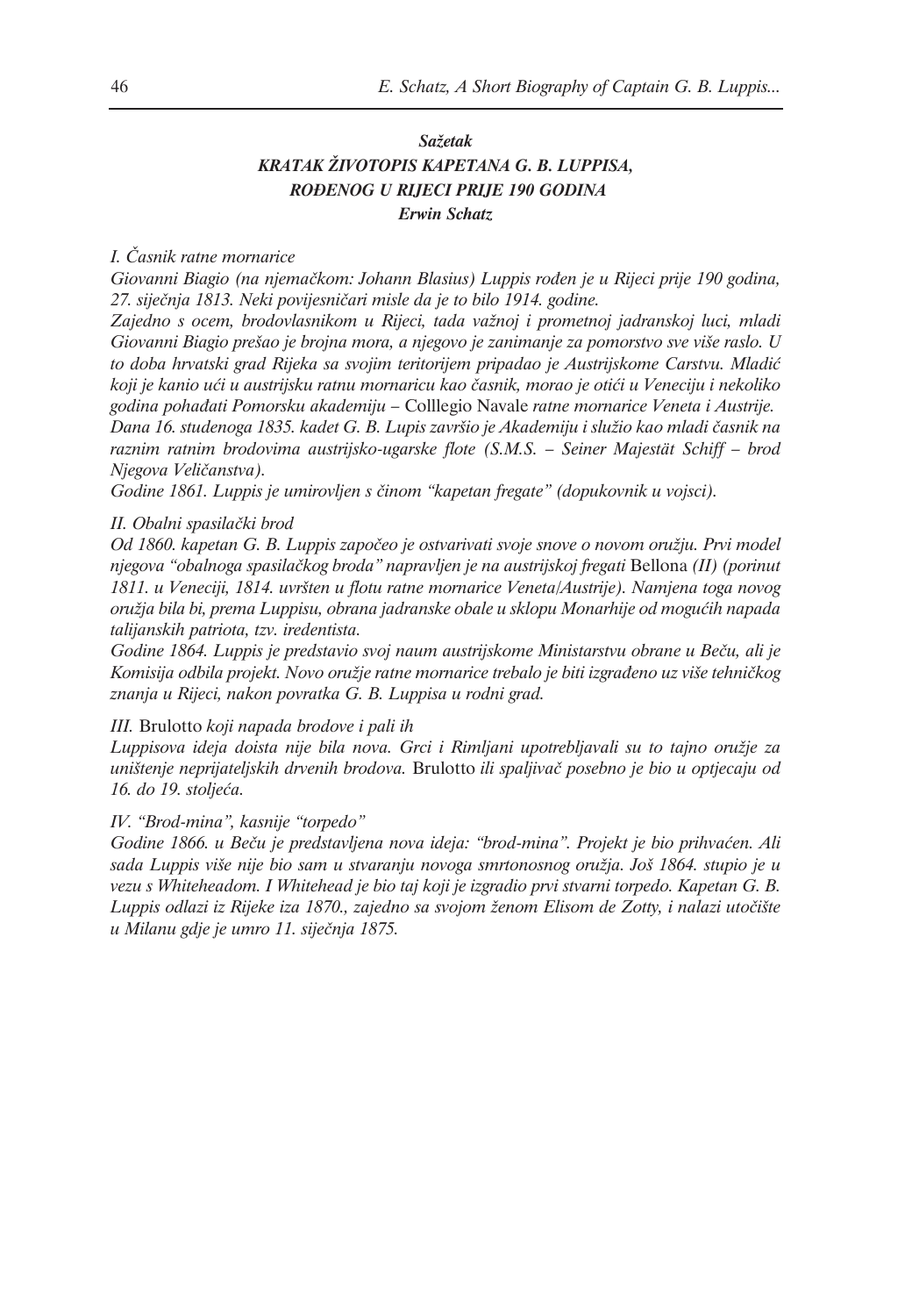***Sažetak***

***KRATAK ŽIVOTOPIS KAPETANA G. B. LUPPISA, ROĐENOG U RIJECI PRIJE 190 GODINA***

***Erwin Schatz***

*I. Časnik ratne mornarice*

*Giovanni Biagio (na njemačkom: Johann Blasius) Luppis rođen je u Rijeci prije 190 godina, 27. siječnja 1813. Neki povijesničari misle da je to bilo 1914. godine.*

*Zajedno s ocem, brodovlasnikom u Rijeci, tada važnoj i prometnoj jadranskoj luci, mladi Giovanni Biagio prešao je brojna mora, a njegovo je zanimanje za pomorstvo sve više raslo. U to doba hrvatski grad Rijeka sa svojim teritorijem pripadao je Austrijskome Carstvu. Mladić koji je kanio ući u austrijsku ratnu mornaricu kao časnik, morao je otići u Veneciju i nekoliko godina pohađati Pomorsku akademiju –* Colllegio Navale *ratne mornarice Veneta i Austrije.*

*Dana 16. studenoga 1835. kadet G. B. Lupis završio je Akademiju i služio kao mladi časnik na raznim ratnim brodovima austrijsko-ugarske flote (S.M.S. – Seiner Majestät Schiff – brod Njegova Veličanstva).*

*Godine 1861. Luppis je umirovljen s činom "kapetan fregate" (dopukovnik u vojsci).*

*II. Obalni spasilački brod*

*Od 1860. kapetan G. B. Luppis započeo je ostvarivati svoje snove o novom oružju. Prvi model njegova "obalnoga spasilačkog broda" napravljen je na austrijskoj fregati* Bellona *(II) (porinut 1811. u Veneciji, 1814. uvršten u flotu ratne mornarice Veneta/Austrije). Namjena toga novog oružja bila bi, prema Luppisu, obrana jadranske obale u sklopu Monarhije od mogućih napada talijanskih patriota, tzv. iredentista.*

*Godine 1864. Luppis je predstavio svoj naum austrijskome Ministarstvu obrane u Beču, ali je Komisija odbila projekt. Novo oružje ratne mornarice trebalo je biti izgrađeno uz više tehničkog znanja u Rijeci, nakon povratka G. B. Luppisa u rodni grad.*

*III.* Brulotto *koji napada brodove i pali ih*

*Luppisova ideja doista nije bila nova. Grci i Rimljani upotrebljavali su to tajno oružje za uništenje neprijateljskih drvenih brodova.* Brulotto *ili spaljivač posebno je bio u optjecaju od 16. do 19. stoljeća.*

*IV. "Brod-mina", kasnije "torpedo"*

*Godine 1866. u Beču je predstavljena nova ideja: "brod-mina". Projekt je bio prihvaćen. Ali sada Luppis više nije bio sam u stvaranju novoga smrtonosnog oružja. Još 1864. stupio je u vezu s Whiteheadom. I Whitehead je bio taj koji je izgradio prvi stvarni torpedo. Kapetan G. B. Luppis odlazi iz Rijeke iza 1870., zajedno sa svojom ženom Elisom de Zotty, i nalazi utočište u Milanu gdje je umro 11. siječnja 1875.*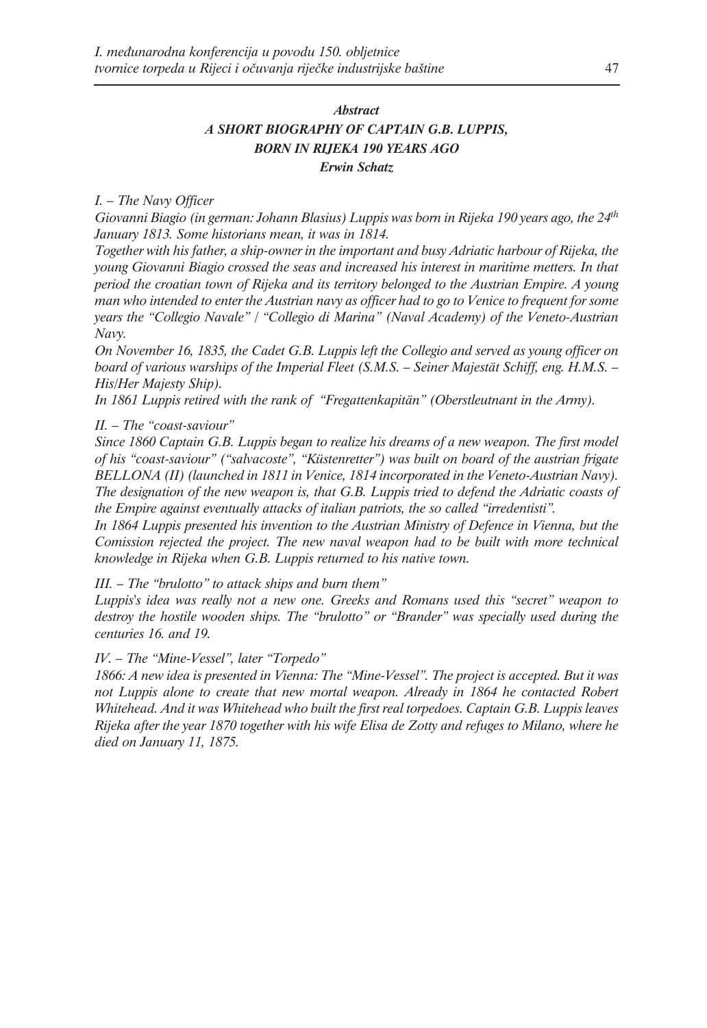***Abstract***

***A SHORT BIOGRAPHY OF CAPTAIN G.B. LUPPIS, BORN IN RIJEKA 190 YEARS AGO***

***Erwin Schatz***

*I. – The Navy Officer*

*Giovanni Biagio (in german: Johann Blasius) Luppis was born in Rijeka 190 years ago, the 24th January 1813. Some historians mean, it was in 1814.*

*Together with his father, a ship-owner in the important and busy Adriatic harbour of Rijeka, the young Giovanni Biagio crossed the seas and increased his interest in maritime metters. In that period the croatian town of Rijeka and its territory belonged to the Austrian Empire. A young man who intended to enter the Austrian navy as officer had to go to Venice to frequent for some years the "Collegio Navale" / "Collegio di Marina" (Naval Academy) of the Veneto-Austrian Navy.*

*On November 16, 1835, the Cadet G.B. Luppis left the Collegio and served as young officer on board of various warships of the Imperial Fleet (S.M.S. – Seiner Majestät Schiff, eng. H.M.S. – His/Her Majesty Ship).*

*In 1861 Luppis retired with the rank of "Fregattenkapitän" (Oberstleutnant in the Army).*

*II. – The "coast-saviour"*

*Since 1860 Captain G.B. Luppis began to realize his dreams of a new weapon. The first model of his "coast-saviour" ("salvacoste", "Küstenretter") was built on board of the austrian frigate BELLONA (II) (launched in 1811 in Venice, 1814 incorporated in the Veneto-Austrian Navy). The designation of the new weapon is, that G.B. Luppis tried to defend the Adriatic coasts of the Empire against eventually attacks of italian patriots, the so called "irredentisti".*

*In 1864 Luppis presented his invention to the Austrian Ministry of Defence in Vienna, but the Comission rejected the project. The new naval weapon had to be built with more technical knowledge in Rijeka when G.B. Luppis returned to his native town.*

*III. – The "brulotto" to attack ships and burn them"*

*Luppis's idea was really not a new one. Greeks and Romans used this "secret" weapon to destroy the hostile wooden ships. The "brulotto" or "Brander" was specially used during the centuries 16. and 19.*

*IV. – The "Mine-Vessel", later "Torpedo"*

*1866: A new idea is presented in Vienna: The "Mine-Vessel". The project is accepted. But it was not Luppis alone to create that new mortal weapon. Already in 1864 he contacted Robert Whitehead. And it was Whitehead who built the first real torpedoes. Captain G.B. Luppis leaves Rijeka after the year 1870 together with his wife Elisa de Zotty and refuges to Milano, where he died on January 11, 1875.*